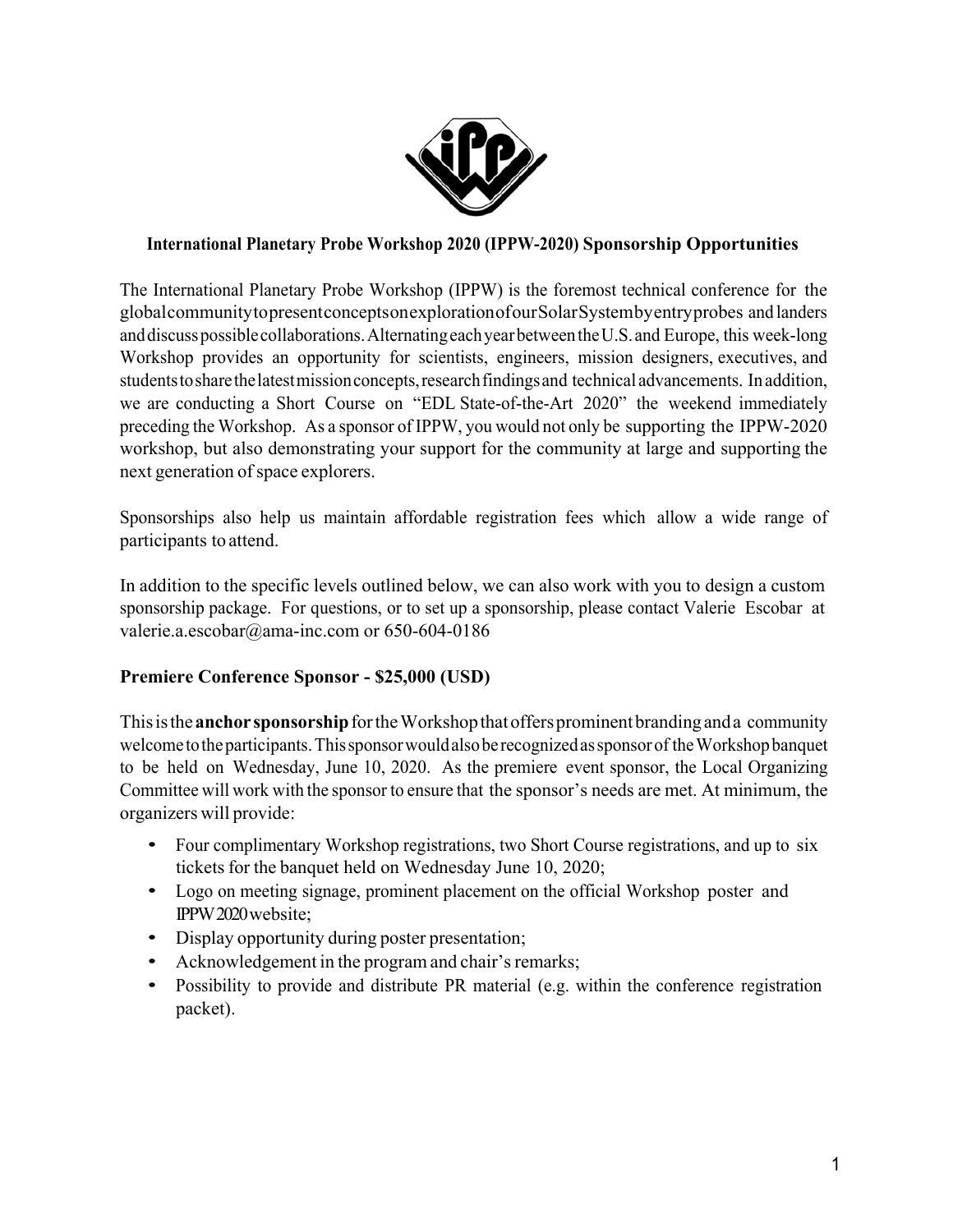**International Planetary Probe Workshop 2020 (IPPW-2020) Sponsorship Opportunities**

The International Planetary Probe Workshop (IPPW) is the foremost technical conference for the global community to present concepts on exploration of our Solar System by entry probes and landers and discuss possible collaborations. Alternating each year between the U.S. and Europe, this week-long Workshop provides an opportunity for scientists, engineers, mission designers, executives, and students to share the latest mission concepts, research findings and technical advancements. In addition, we are conducting a Short Course on "EDL State-of-the-Art 2020" the weekend immediately preceding the Workshop. As a sponsor of IPPW, you would not only be supporting the IPPW-2020 workshop, but also demonstrating your support for the community at large and supporting the next generation of space explorers.

Sponsorships also help us maintain affordable registration fees which allow a wide range of participants to attend.

In addition to the specific levels outlined below, we can also work with you to design a custom sponsorship package. For questions, or to set up a sponsorship, please contact Valerie Escobar at valerie.a.escobar@ama-inc.com or 650-604-0186

**Premiere Conference Sponsor - $25,000 (USD)**

This is the **anchor sponsorship** for the Workshop that offers prominent branding and a community welcome to the participants. This sponsor would also be recognized as sponsor of the Workshop banquet to be held on Wednesday, June 10, 2020. As the premiere event sponsor, the Local Organizing Committee will work with the sponsor to ensure that the sponsor's needs are met. At minimum, the organizers will provide:

- Four complimentary Workshop registrations, two Short Course registrations, and up to six tickets for the banquet held on Wednesday June 10, 2020;
- Logo on meeting signage, prominent placement on the official Workshop poster and IPPW2020 website;
- Display opportunity during poster presentation;
- Acknowledgement in the program and chair's remarks;
- Possibility to provide and distribute PR material (e.g. within the conference registration packet).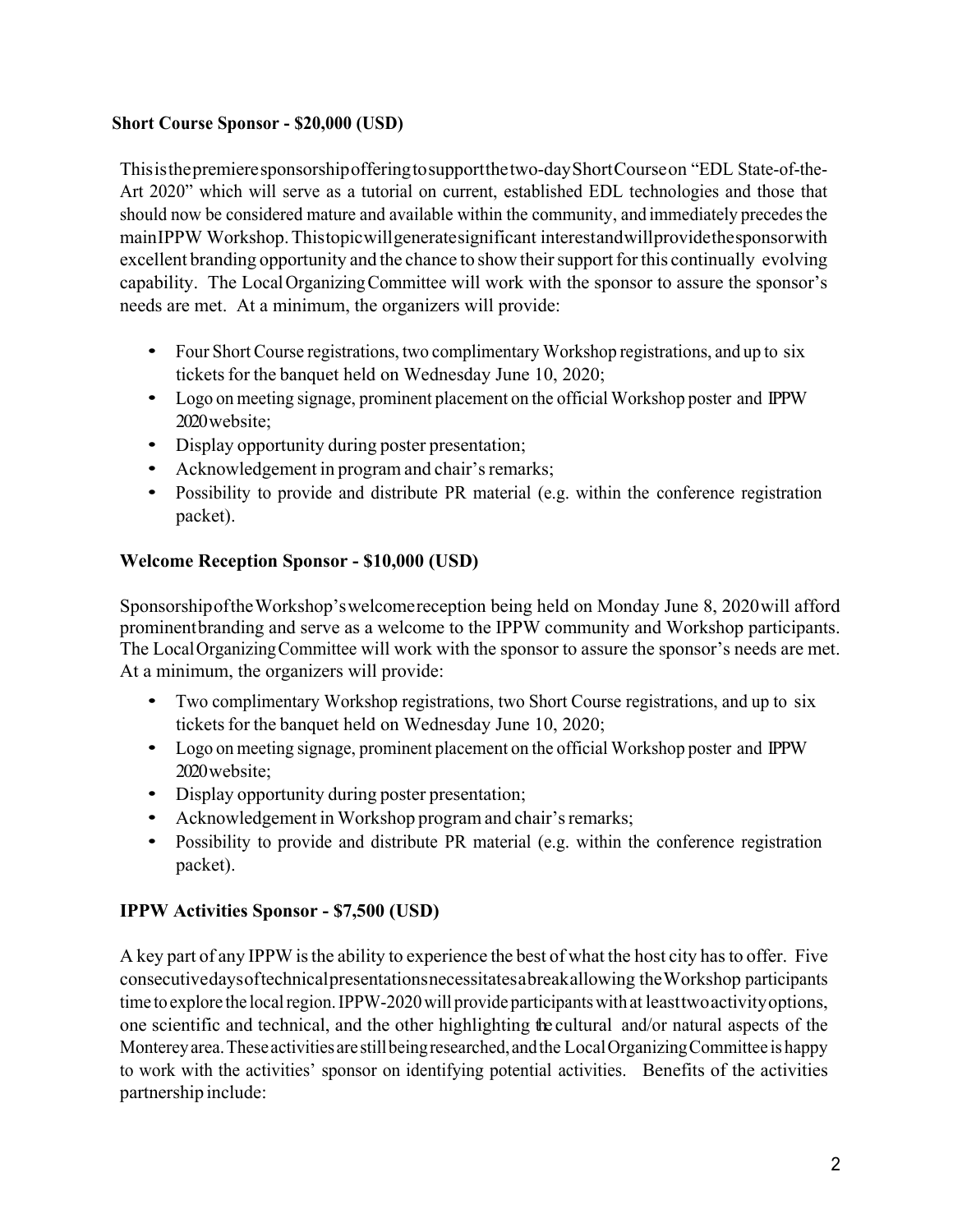**Short Course Sponsor - $20,000 (USD)**

This is the premiere sponsorship offering to support the two-day Short Course on "EDL State-of-the-Art 2020" which will serve as a tutorial on current, established EDL technologies and those that should now be considered mature and available within the community, and immediately precedes the main IPPW Workshop. This topic will generate significant interest and will provide the sponsor with excellent branding opportunity and the chance to show their support for this continually evolving capability. The Local Organizing Committee will work with the sponsor to assure the sponsor's needs are met. At a minimum, the organizers will provide:

- Four Short Course registrations, two complimentary Workshop registrations, and up to six tickets for the banquet held on Wednesday June 10, 2020;
- Logo on meeting signage, prominent placement on the official Workshop poster and IPPW 2020 website;
- Display opportunity during poster presentation;
- Acknowledgement in program and chair's remarks;
- Possibility to provide and distribute PR material (e.g. within the conference registration packet).

**Welcome Reception Sponsor - $10,000 (USD)**

Sponsorship of the Workshop's welcome reception being held on Monday June 8, 2020 will afford prominent branding and serve as a welcome to the IPPW community and Workshop participants. The Local Organizing Committee will work with the sponsor to assure the sponsor's needs are met. At a minimum, the organizers will provide:

- Two complimentary Workshop registrations, two Short Course registrations, and up to six tickets for the banquet held on Wednesday June 10, 2020;
- Logo on meeting signage, prominent placement on the official Workshop poster and IPPW 2020 website;
- Display opportunity during poster presentation;
- Acknowledgement in Workshop program and chair's remarks;
- Possibility to provide and distribute PR material (e.g. within the conference registration packet).

**IPPW Activities Sponsor - $7,500 (USD)**

A key part of any IPPW is the ability to experience the best of what the host city has to offer. Five consecutive days of technical presentations necessitates a break allowing the Workshop participants time to explore the local region. IPPW-2020 will provide participants with at least two activity options, one scientific and technical, and the other highlighting the cultural and/or natural aspects of the Monterey area. These activities are still being researched, and the Local Organizing Committee is happy to work with the activities' sponsor on identifying potential activities. Benefits of the activities partnership include: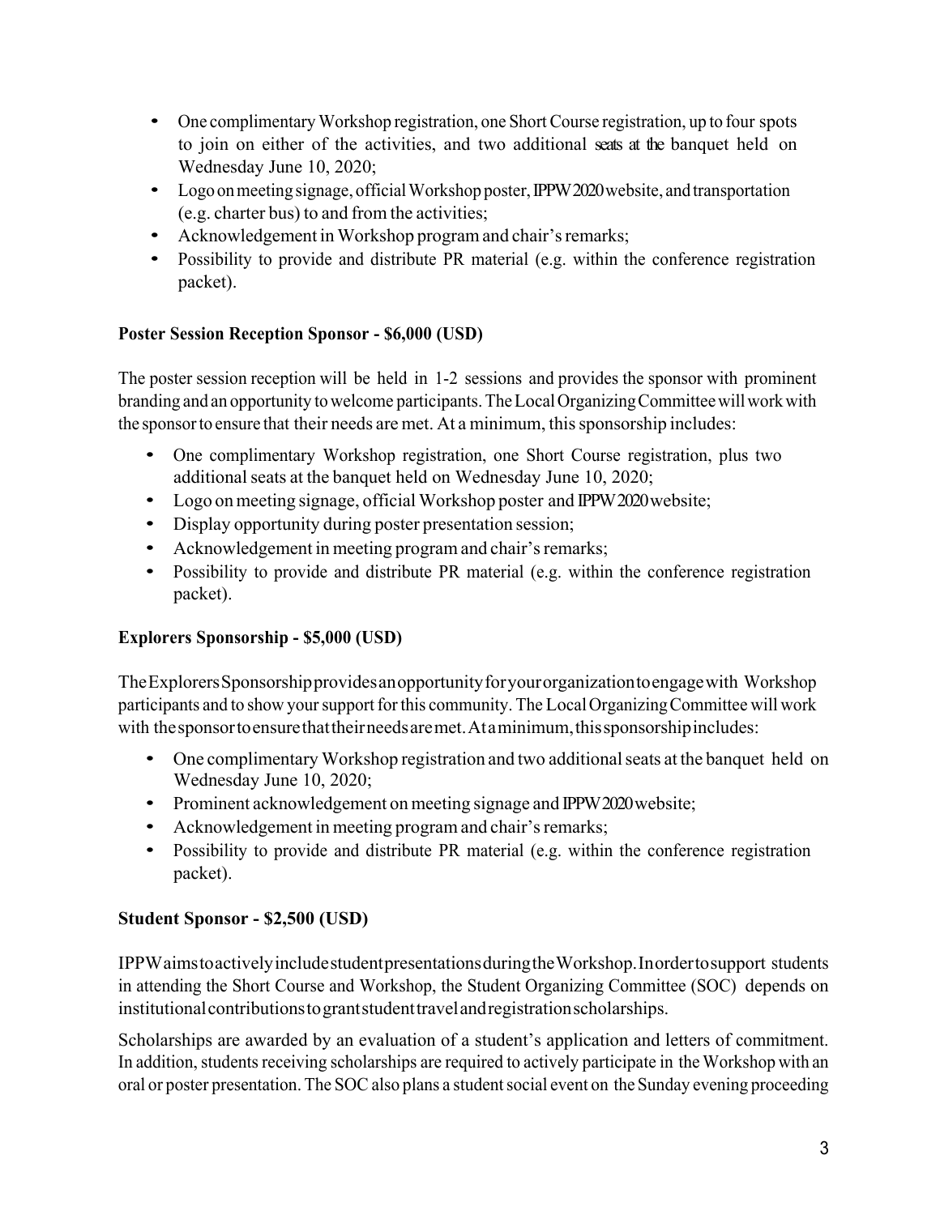- One complimentary Workshop registration, one Short Course registration, up to four spots to join on either of the activities, and two additional seats at the banquet held on Wednesday June 10, 2020;
- Logo on meeting signage, official Workshop poster, IPPW2020 website, and transportation (e.g. charter bus) to and from the activities;
- Acknowledgement in Workshop program and chair's remarks;
- Possibility to provide and distribute PR material (e.g. within the conference registration packet).

**Poster Session Reception Sponsor - $6,000 (USD)**

The poster session reception will be held in 1-2 sessions and provides the sponsor with prominent branding and an opportunity to welcome participants. The Local Organizing Committee will work with the sponsor to ensure that their needs are met. At a minimum, this sponsorship includes:

- One complimentary Workshop registration, one Short Course registration, plus two additional seats at the banquet held on Wednesday June 10, 2020;
- Logo on meeting signage, official Workshop poster and IPPW2020 website;
- Display opportunity during poster presentation session;
- Acknowledgement in meeting program and chair's remarks;
- Possibility to provide and distribute PR material (e.g. within the conference registration packet).

**Explorers Sponsorship - $5,000 (USD)**

The Explorers Sponsorship provides an opportunity for your organization to engage with Workshop participants and to show your support for this community. The Local Organizing Committee will work with the sponsor to ensure that their needs are met. At a minimum, this sponsorship includes:

- One complimentary Workshop registration and two additional seats at the banquet held on Wednesday June 10, 2020;
- Prominent acknowledgement on meeting signage and IPPW2020 website;
- Acknowledgement in meeting program and chair's remarks;
- Possibility to provide and distribute PR material (e.g. within the conference registration packet).

**Student Sponsor - $2,500 (USD)**

IPPW aims to actively include student presentations during the Workshop. In order to support students in attending the Short Course and Workshop, the Student Organizing Committee (SOC) depends on institutional contributions to grant student travel and registration scholarships.

Scholarships are awarded by an evaluation of a student's application and letters of commitment. In addition, students receiving scholarships are required to actively participate in the Workshop with an oral or poster presentation. The SOC also plans a student social event on the Sunday evening proceeding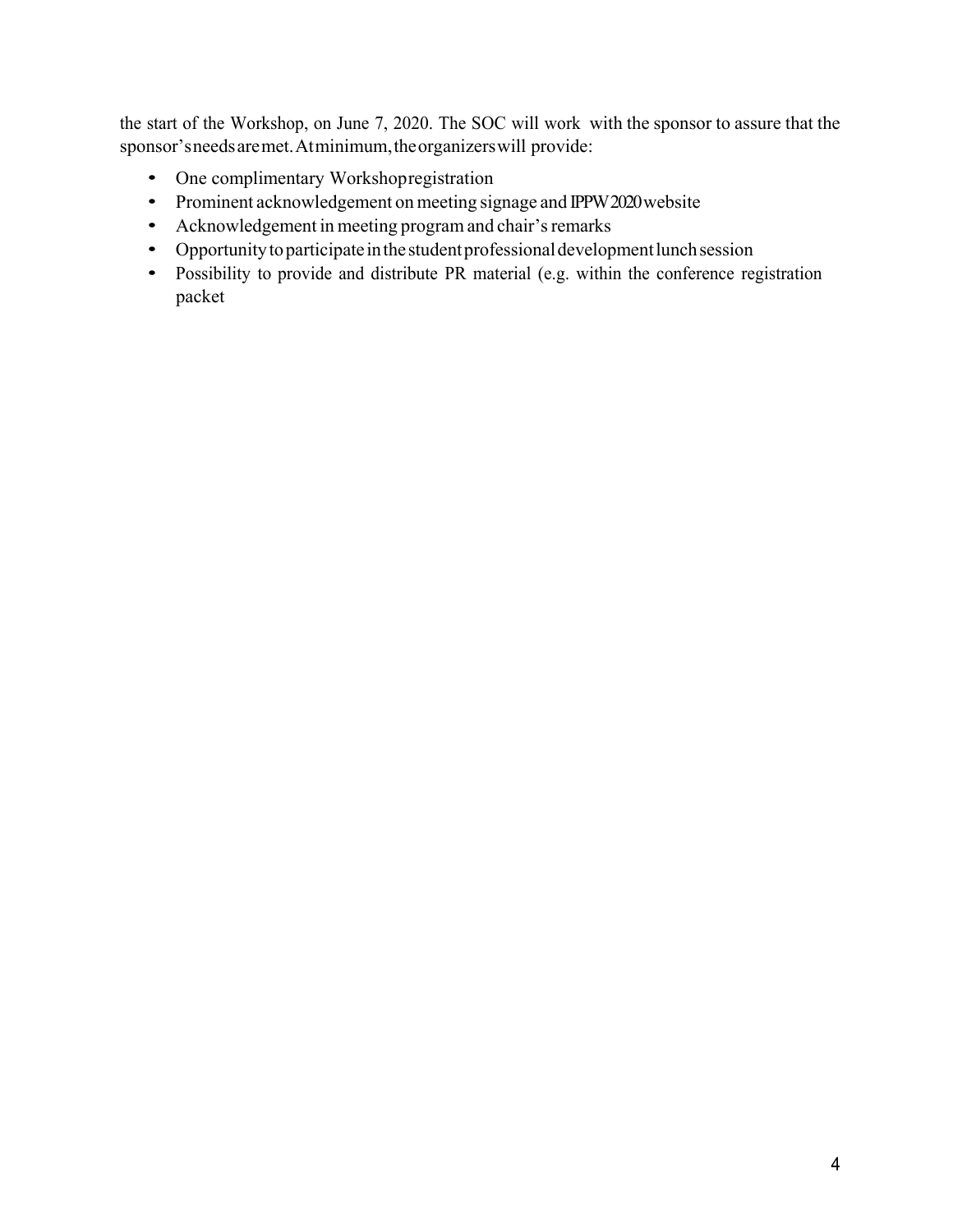the start of the Workshop, on June 7, 2020. The SOC will work with the sponsor to assure that the sponsor's needs are met. At minimum, the organizers will provide:

- One complimentary Workshop registration
- Prominent acknowledgement on meeting signage and IPPW 2020 website
- Acknowledgement in meeting program and chair's remarks
- Opportunity to participate in the student professional development lunch session
- Possibility to provide and distribute PR material (e.g. within the conference registration packet